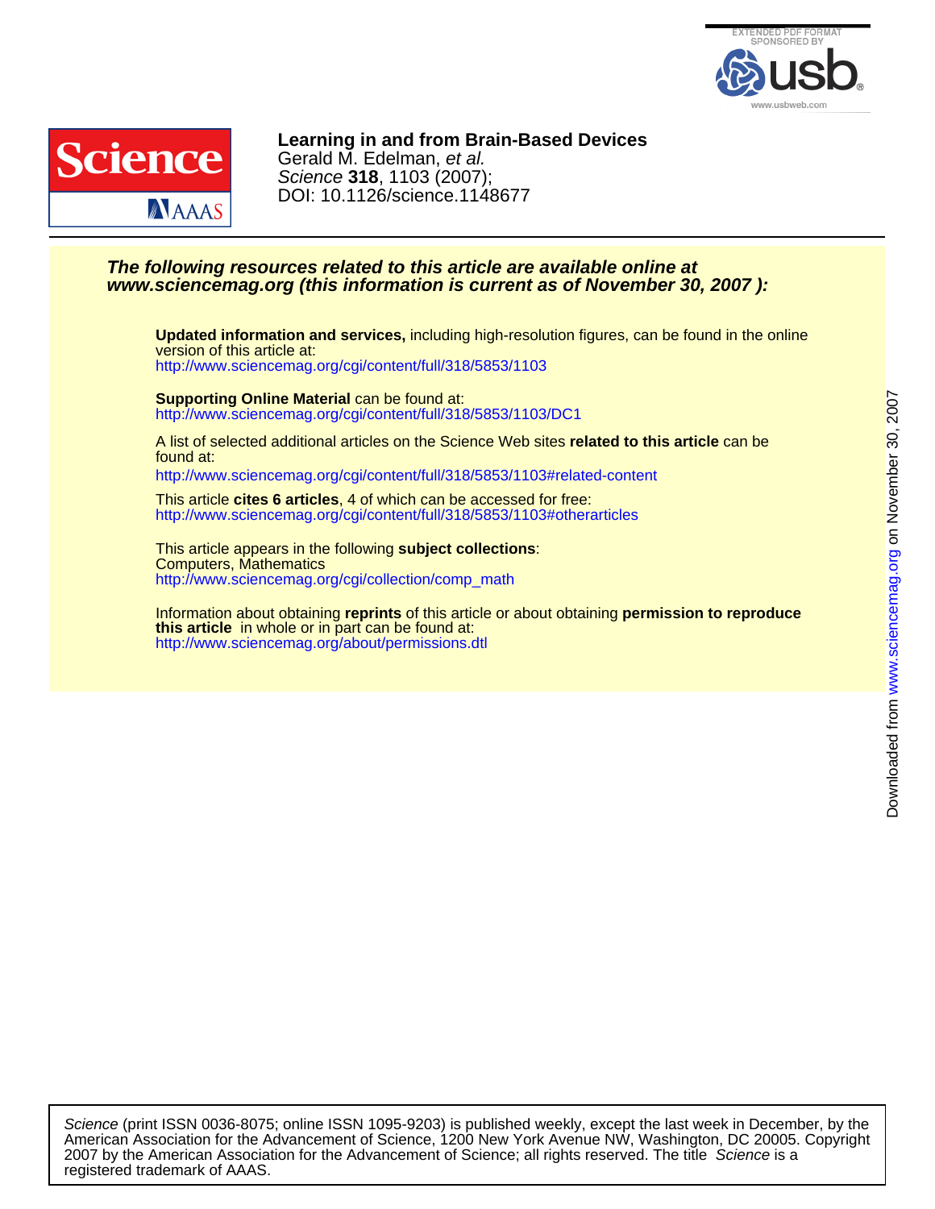**Learning in and from Brain-Based Devices**
Gerald M. Edelman, *et al.*
*Science* **318**, 1103 (2007);
DOI: 10.1126/science.1148677

***The following resources related to this article are available online at www.sciencemag.org (this information is current as of November 30, 2007 ):***

**Updated information and services,** including high-resolution figures, can be found in the online version of this article at:
http://www.sciencemag.org/cgi/content/full/318/5853/1103

**Supporting Online Material** can be found at:
http://www.sciencemag.org/cgi/content/full/318/5853/1103/DC1

A list of selected additional articles on the Science Web sites **related to this article** can be found at:
http://www.sciencemag.org/cgi/content/full/318/5853/1103#related-content

This article **cites 6 articles**, 4 of which can be accessed for free:
http://www.sciencemag.org/cgi/content/full/318/5853/1103#otherarticles

This article appears in the following **subject collections**:
Computers, Mathematics
http://www.sciencemag.org/cgi/collection/comp_math

Information about obtaining **reprints** of this article or about obtaining **permission to reproduce this article** in whole or in part can be found at:
http://www.sciencemag.org/about/permissions.dtl

*Science* (print ISSN 0036-8075; online ISSN 1095-9203) is published weekly, except the last week in December, by the American Association for the Advancement of Science, 1200 New York Avenue NW, Washington, DC 20005. Copyright 2007 by the American Association for the Advancement of Science; all rights reserved. The title *Science* is a registered trademark of AAAS.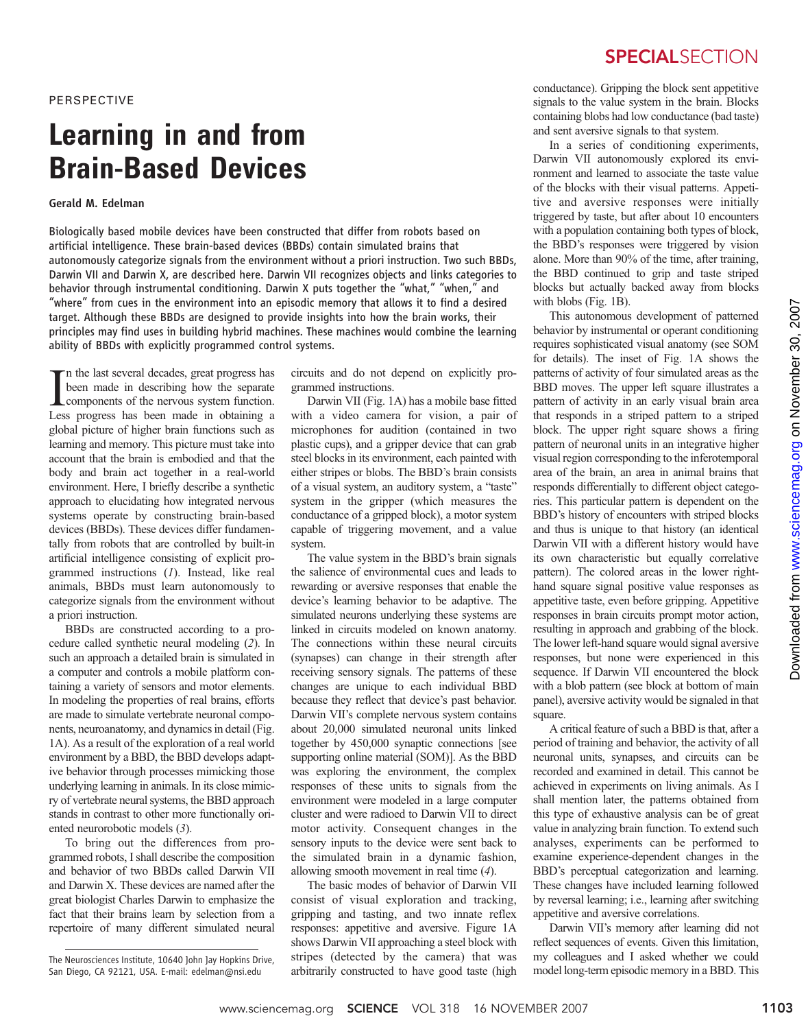PERSPECTIVE

# Learning in and from Brain-Based Devices

**Gerald M. Edelman**

Biologically based mobile devices have been constructed that differ from robots based on artificial intelligence. These brain-based devices (BBDs) contain simulated brains that autonomously categorize signals from the environment without a priori instruction. Two such BBDs, Darwin VII and Darwin X, are described here. Darwin VII recognizes objects and links categories to behavior through instrumental conditioning. Darwin X puts together the "what," "when," and "where" from cues in the environment into an episodic memory that allows it to find a desired target. Although these BBDs are designed to provide insights into how the brain works, their principles may find uses in building hybrid machines. These machines would combine the learning ability of BBDs with explicitly programmed control systems.

In the last several decades, great progress has been made in describing how the separate components of the nervous system function. Less progress has been made in obtaining a global picture of higher brain functions such as learning and memory. This picture must take into account that the brain is embodied and that the body and brain act together in a real-world environment. Here, I briefly describe a synthetic approach to elucidating how integrated nervous systems operate by constructing brain-based devices (BBDs). These devices differ fundamentally from robots that are controlled by built-in artificial intelligence consisting of explicit programmed instructions (*1*). Instead, like real animals, BBDs must learn autonomously to categorize signals from the environment without a priori instruction.

BBDs are constructed according to a procedure called synthetic neural modeling (*2*). In such an approach a detailed brain is simulated in a computer and controls a mobile platform containing a variety of sensors and motor elements. In modeling the properties of real brains, efforts are made to simulate vertebrate neuronal components, neuroanatomy, and dynamics in detail (Fig. 1A). As a result of the exploration of a real world environment by a BBD, the BBD develops adaptive behavior through processes mimicking those underlying learning in animals. In its close mimicry of vertebrate neural systems, the BBD approach stands in contrast to other more functionally oriented neurorobotic models (*3*).

To bring out the differences from programmed robots, I shall describe the composition and behavior of two BBDs called Darwin VII and Darwin X. These devices are named after the great biologist Charles Darwin to emphasize the fact that their brains learn by selection from a repertoire of many different simulated neural circuits and do not depend on explicitly programmed instructions.

Darwin VII (Fig. 1A) has a mobile base fitted with a video camera for vision, a pair of microphones for audition (contained in two plastic cups), and a gripper device that can grab steel blocks in its environment, each painted with either stripes or blobs. The BBD's brain consists of a visual system, an auditory system, a "taste" system in the gripper (which measures the conductance of a gripped block), a motor system capable of triggering movement, and a value system.

The value system in the BBD's brain signals the salience of environmental cues and leads to rewarding or aversive responses that enable the device's learning behavior to be adaptive. The simulated neurons underlying these systems are linked in circuits modeled on known anatomy. The connections within these neural circuits (synapses) can change in their strength after receiving sensory signals. The patterns of these changes are unique to each individual BBD because they reflect that device's past behavior. Darwin VII's complete nervous system contains about 20,000 simulated neuronal units linked together by 450,000 synaptic connections [see supporting online material (SOM)]. As the BBD was exploring the environment, the complex responses of these units to signals from the environment were modeled in a large computer cluster and were radioed to Darwin VII to direct motor activity. Consequent changes in the sensory inputs to the device were sent back to the simulated brain in a dynamic fashion, allowing smooth movement in real time (*4*).

The basic modes of behavior of Darwin VII consist of visual exploration and tracking, gripping and tasting, and two innate reflex responses: appetitive and aversive. Figure 1A shows Darwin VII approaching a steel block with stripes (detected by the camera) that was arbitrarily constructed to have good taste (high conductance). Gripping the block sent appetitive signals to the value system in the brain. Blocks containing blobs had low conductance (bad taste) and sent aversive signals to that system.

In a series of conditioning experiments, Darwin VII autonomously explored its environment and learned to associate the taste value of the blocks with their visual patterns. Appetitive and aversive responses were initially triggered by taste, but after about 10 encounters with a population containing both types of block, the BBD's responses were triggered by vision alone. More than 90% of the time, after training, the BBD continued to grip and taste striped blocks but actually backed away from blocks with blobs (Fig. 1B).

This autonomous development of patterned behavior by instrumental or operant conditioning requires sophisticated visual anatomy (see SOM for details). The inset of Fig. 1A shows the patterns of activity of four simulated areas as the BBD moves. The upper left square illustrates a pattern of activity in an early visual brain area that responds in a striped pattern to a striped block. The upper right square shows a firing pattern of neuronal units in an integrative higher visual region corresponding to the inferotemporal area of the brain, an area in animal brains that responds differentially to different object categories. This particular pattern is dependent on the BBD's history of encounters with striped blocks and thus is unique to that history (an identical Darwin VII with a different history would have its own characteristic but equally correlative pattern). The colored areas in the lower right-hand square signal positive value responses as appetitive taste, even before gripping. Appetitive responses in brain circuits prompt motor action, resulting in approach and grabbing of the block. The lower left-hand square would signal aversive responses, but none were experienced in this sequence. If Darwin VII encountered the block with a blob pattern (see block at bottom of main panel), aversive activity would be signaled in that square.

A critical feature of such a BBD is that, after a period of training and behavior, the activity of all neuronal units, synapses, and circuits can be recorded and examined in detail. This cannot be achieved in experiments on living animals. As I shall mention later, the patterns obtained from this type of exhaustive analysis can be of great value in analyzing brain function. To extend such analyses, experiments can be performed to examine experience-dependent changes in the BBD's perceptual categorization and learning. These changes have included learning followed by reversal learning; i.e., learning after switching appetitive and aversive correlations.

Darwin VII's memory after learning did not reflect sequences of events. Given this limitation, my colleagues and I asked whether we could model long-term episodic memory in a BBD. This

The Neurosciences Institute, 10640 John Jay Hopkins Drive, San Diego, CA 92121, USA. E-mail: edelman@nsi.edu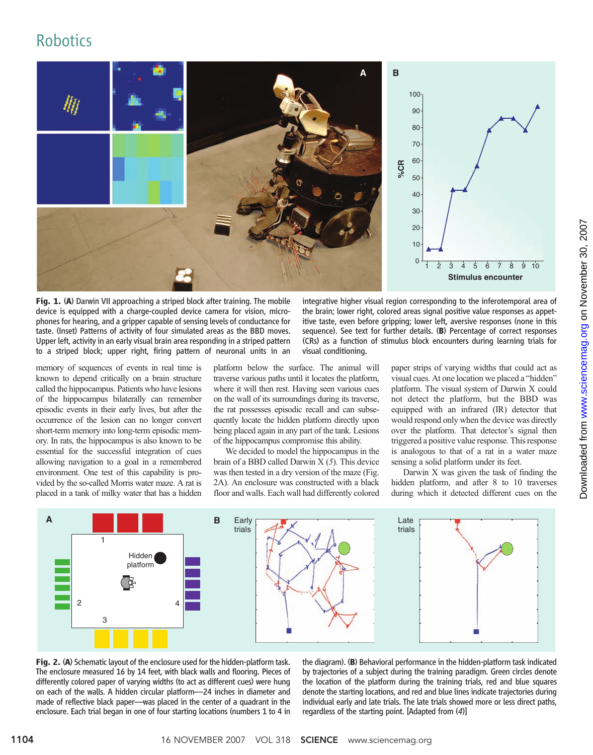A

B

100
90
80
70
60
50
40
30
20
10
0

%CR

1 2 3 4 5 6 7 8 9 10

Stimulus encounter

**Fig. 1.** (**A**) Darwin VII approaching a striped block after training. The mobile device is equipped with a charge-coupled device camera for vision, microphones for hearing, and a gripper capable of sensing levels of conductance for taste. (Inset) Patterns of activity of four simulated areas as the BBD moves. Upper left, activity in an early visual brain area responding in a striped pattern to a striped block; upper right, firing pattern of neuronal units in an integrative higher visual region corresponding to the inferotemporal area of the brain; lower right, colored areas signal positive value responses as appetitive taste, even before gripping; lower left, aversive responses (none in this sequence). See text for further details. (**B**) Percentage of correct responses (CRs) as a function of stimulus block encounters during learning trials for visual conditioning.

memory of sequences of events in real time is known to depend critically on a brain structure called the hippocampus. Patients who have lesions of the hippocampus bilaterally can remember episodic events in their early lives, but after the occurrence of the lesion can no longer convert short-term memory into long-term episodic memory. In rats, the hippocampus is also known to be essential for the successful integration of cues allowing navigation to a goal in a remembered environment. One test of this capability is provided by the so-called Morris water maze. A rat is placed in a tank of milky water that has a hidden platform below the surface. The animal will traverse various paths until it locates the platform, where it will then rest. Having seen various cues on the wall of its surroundings during its traverse, the rat possesses episodic recall and can subsequently locate the hidden platform directly upon being placed again in any part of the tank. Lesions of the hippocampus compromise this ability.

We decided to model the hippocampus in the brain of a BBD called Darwin X (*5*). This device was then tested in a dry version of the maze (Fig. 2A). An enclosure was constructed with a black floor and walls. Each wall had differently colored paper strips of varying widths that could act as visual cues. At one location we placed a "hidden" platform. The visual system of Darwin X could not detect the platform, but the BBD was equipped with an infrared (IR) detector that would respond only when the device was directly over the platform. That detector's signal then triggered a positive value response. This response is analogous to that of a rat in a water maze sensing a solid platform under its feet.

Darwin X was given the task of finding the hidden platform, and after 8 to 10 traverses during which it detected different cues on the

A

1

Hidden platform

2

4

3

B

Early trials

Late trials

**Fig. 2.** (**A**) Schematic layout of the enclosure used for the hidden-platform task. The enclosure measured 16 by 14 feet, with black walls and flooring. Pieces of differently colored paper of varying widths (to act as different cues) were hung on each of the walls. A hidden circular platform—24 inches in diameter and made of reflective black paper—was placed in the center of a quadrant in the enclosure. Each trial began in one of four starting locations (numbers 1 to 4 in the diagram). (**B**) Behavioral performance in the hidden-platform task indicated by trajectories of a subject during the training paradigm. Green circles denote the location of the platform during the training trials, red and blue squares denote the starting locations, and red and blue lines indicate trajectories during individual early and late trials. The late trials showed more or less direct paths, regardless of the starting point. [Adapted from (*4*)]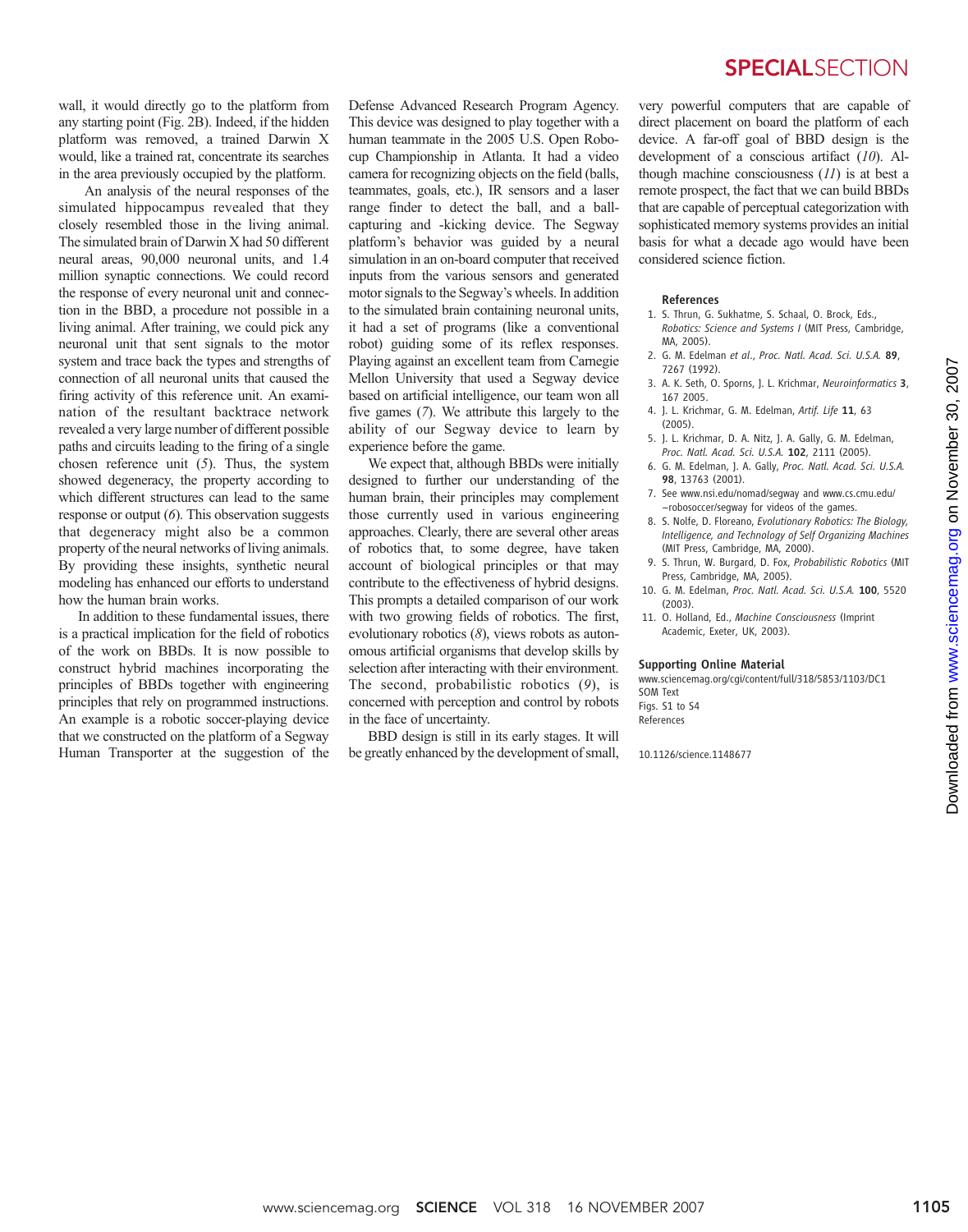wall, it would directly go to the platform from any starting point (Fig. 2B). Indeed, if the hidden platform was removed, a trained Darwin X would, like a trained rat, concentrate its searches in the area previously occupied by the platform.

An analysis of the neural responses of the simulated hippocampus revealed that they closely resembled those in the living animal. The simulated brain of Darwin X had 50 different neural areas, 90,000 neuronal units, and 1.4 million synaptic connections. We could record the response of every neuronal unit and connection in the BBD, a procedure not possible in a living animal. After training, we could pick any neuronal unit that sent signals to the motor system and trace back the types and strengths of connection of all neuronal units that caused the firing activity of this reference unit. An examination of the resultant backtrace network revealed a very large number of different possible paths and circuits leading to the firing of a single chosen reference unit (*5*). Thus, the system showed degeneracy, the property according to which different structures can lead to the same response or output (*6*). This observation suggests that degeneracy might also be a common property of the neural networks of living animals. By providing these insights, synthetic neural modeling has enhanced our efforts to understand how the human brain works.

In addition to these fundamental issues, there is a practical implication for the field of robotics of the work on BBDs. It is now possible to construct hybrid machines incorporating the principles of BBDs together with engineering principles that rely on programmed instructions. An example is a robotic soccer-playing device that we constructed on the platform of a Segway Human Transporter at the suggestion of the Defense Advanced Research Program Agency. This device was designed to play together with a human teammate in the 2005 U.S. Open Robocup Championship in Atlanta. It had a video camera for recognizing objects on the field (balls, teammates, goals, etc.), IR sensors and a laser range finder to detect the ball, and a ball-capturing and -kicking device. The Segway platform's behavior was guided by a neural simulation in an on-board computer that received inputs from the various sensors and generated motor signals to the Segway's wheels. In addition to the simulated brain containing neuronal units, it had a set of programs (like a conventional robot) guiding some of its reflex responses. Playing against an excellent team from Carnegie Mellon University that used a Segway device based on artificial intelligence, our team won all five games (*7*). We attribute this largely to the ability of our Segway device to learn by experience before the game.

We expect that, although BBDs were initially designed to further our understanding of the human brain, their principles may complement those currently used in various engineering approaches. Clearly, there are several other areas of robotics that, to some degree, have taken account of biological principles or that may contribute to the effectiveness of hybrid designs. This prompts a detailed comparison of our work with two growing fields of robotics. The first, evolutionary robotics (*8*), views robots as autonomous artificial organisms that develop skills by selection after interacting with their environment. The second, probabilistic robotics (*9*), is concerned with perception and control by robots in the face of uncertainty.

BBD design is still in its early stages. It will be greatly enhanced by the development of small, very powerful computers that are capable of direct placement on board the platform of each device. A far-off goal of BBD design is the development of a conscious artifact (*10*). Although machine consciousness (*11*) is at best a remote prospect, the fact that we can build BBDs that are capable of perceptual categorization with sophisticated memory systems provides an initial basis for what a decade ago would have been considered science fiction.

### References

1. S. Thrun, G. Sukhatme, S. Schaal, O. Brock, Eds., *Robotics: Science and Systems I* (MIT Press, Cambridge, MA, 2005).
2. G. M. Edelman *et al.*, *Proc. Natl. Acad. Sci. U.S.A.* **89**, 7267 (1992).
3. A. K. Seth, O. Sporns, J. L. Krichmar, *Neuroinformatics* **3**, 167 2005.
4. J. L. Krichmar, G. M. Edelman, *Artif. Life* **11**, 63 (2005).
5. J. L. Krichmar, D. A. Nitz, J. A. Gally, G. M. Edelman, *Proc. Natl. Acad. Sci. U.S.A.* **102**, 2111 (2005).
6. G. M. Edelman, J. A. Gally, *Proc. Natl. Acad. Sci. U.S.A.* **98**, 13763 (2001).
7. See www.nsi.edu/nomad/segway and www.cs.cmu.edu/~robosoccer/segway for videos of the games.
8. S. Nolfe, D. Floreano, *Evolutionary Robotics: The Biology, Intelligence, and Technology of Self Organizing Machines* (MIT Press, Cambridge, MA, 2000).
9. S. Thrun, W. Burgard, D. Fox, *Probabilistic Robotics* (MIT Press, Cambridge, MA, 2005).
10. G. M. Edelman, *Proc. Natl. Acad. Sci. U.S.A.* **100**, 5520 (2003).
11. O. Holland, Ed., *Machine Consciousness* (Imprint Academic, Exeter, UK, 2003).

### Supporting Online Material

www.sciencemag.org/cgi/content/full/318/5853/1103/DC1
SOM Text
Figs. S1 to S4
References

10.1126/science.1148677